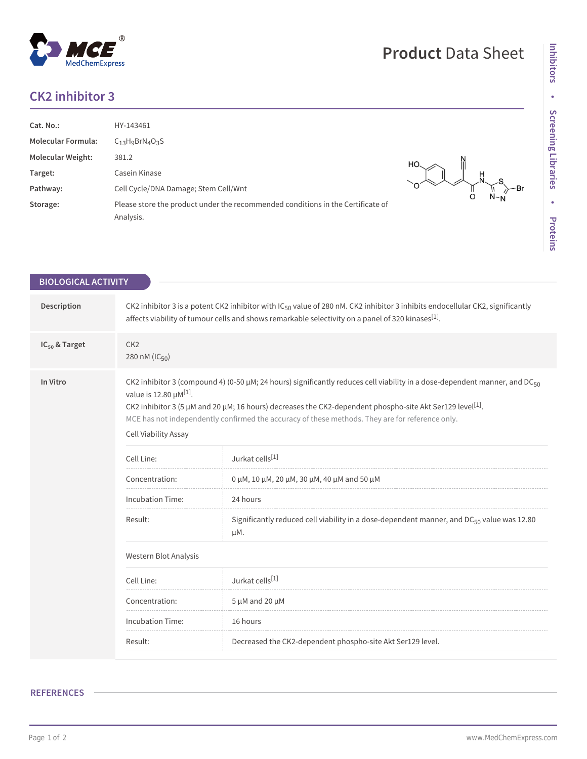# CK2 inhibitor 3

| | |
|---|---|
| **Cat. No.:** | HY-143461 |
| **Molecular Formula:** | $C_{13}H_9BrN_4O_3S$ |
| **Molecular Weight:** | 381.2 |
| **Target:** | Casein Kinase |
| **Pathway:** | Cell Cycle/DNA Damage; Stem Cell/Wnt |
| **Storage:** | Please store the product under the recommended conditions in the Certificate of Analysis. |

## BIOLOGICAL ACTIVITY

**Description**

CK2 inhibitor 3 is a potent CK2 inhibitor with $IC_{50}$ value of 280 nM. CK2 inhibitor 3 inhibits endocellular CK2, significantly affects viability of tumour cells and shows remarkable selectivity on a panel of 320 kinases[1].

**$IC_{50}$ & Target**

CK2
280 nM ($IC_{50}$)

**In Vitro**

CK2 inhibitor 3 (compound 4) (0-50 μM; 24 hours) significantly reduces cell viability in a dose-dependent manner, and $DC_{50}$ value is 12.80 μM[1].
CK2 inhibitor 3 (5 μM and 20 μM; 16 hours) decreases the CK2-dependent phospho-site Akt Ser129 level[1].
MCE has not independently confirmed the accuracy of these methods. They are for reference only.

Cell Viability Assay

| | |
|---|---|
| Cell Line: | Jurkat cells[1] |
| Concentration: | 0 μM, 10 μM, 20 μM, 30 μM, 40 μM and 50 μM |
| Incubation Time: | 24 hours |
| Result: | Significantly reduced cell viability in a dose-dependent manner, and $DC_{50}$ value was 12.80 μM. |

Western Blot Analysis

| | |
|---|---|
| Cell Line: | Jurkat cells[1] |
| Concentration: | 5 μM and 20 μM |
| Incubation Time: | 16 hours |
| Result: | Decreased the CK2-dependent phospho-site Akt Ser129 level. |

## REFERENCES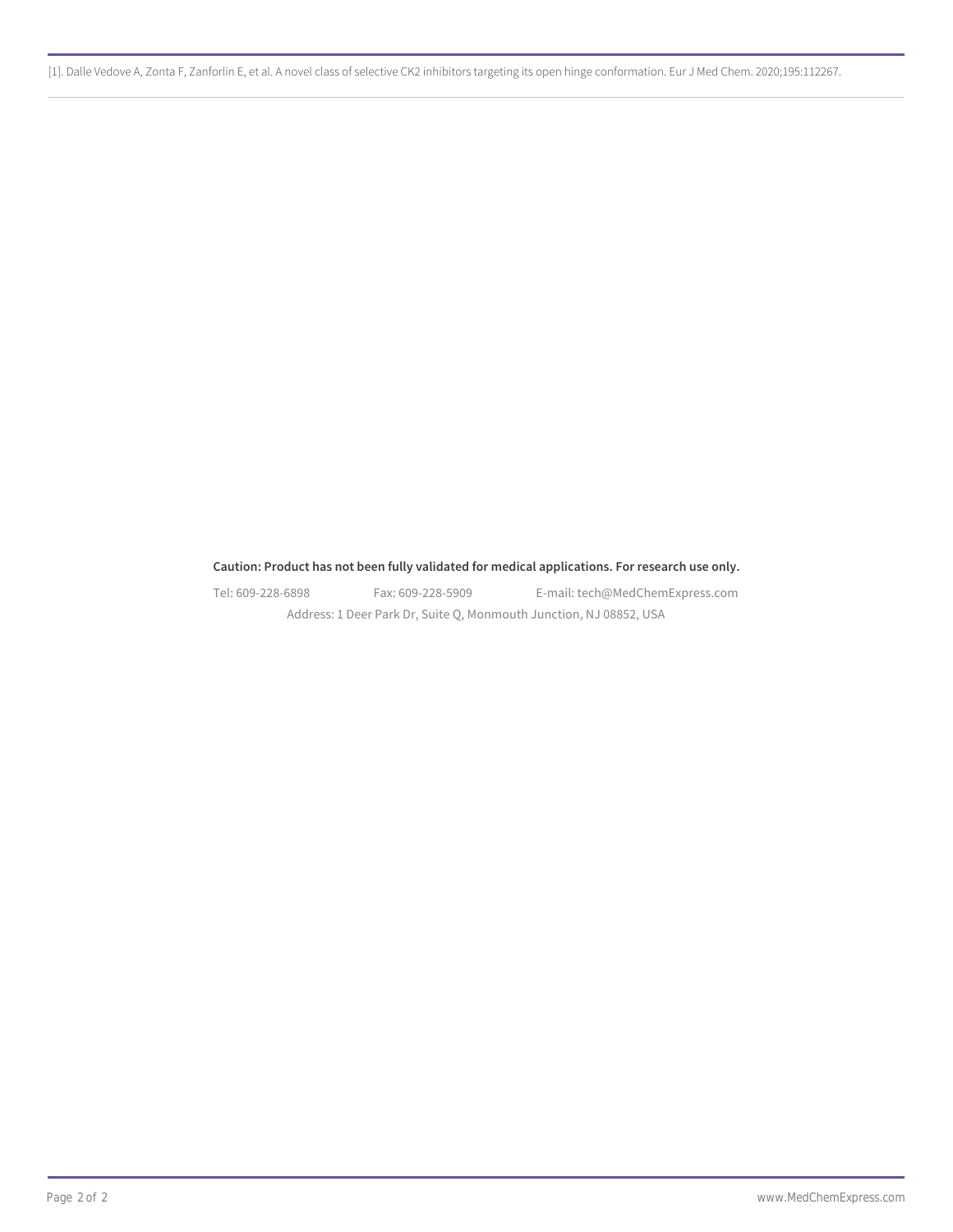[1]. Dalle Vedove A, Zonta F, Zanforlin E, et al. A novel class of selective CK2 inhibitors targeting its open hinge conformation. Eur J Med Chem. 2020;195:112267.

**Caution: Product has not been fully validated for medical applications. For research use only.**

Tel: 609-228-6898 Fax: 609-228-5909 E-mail: tech@MedChemExpress.com

Address: 1 Deer Park Dr, Suite Q, Monmouth Junction, NJ 08852, USA